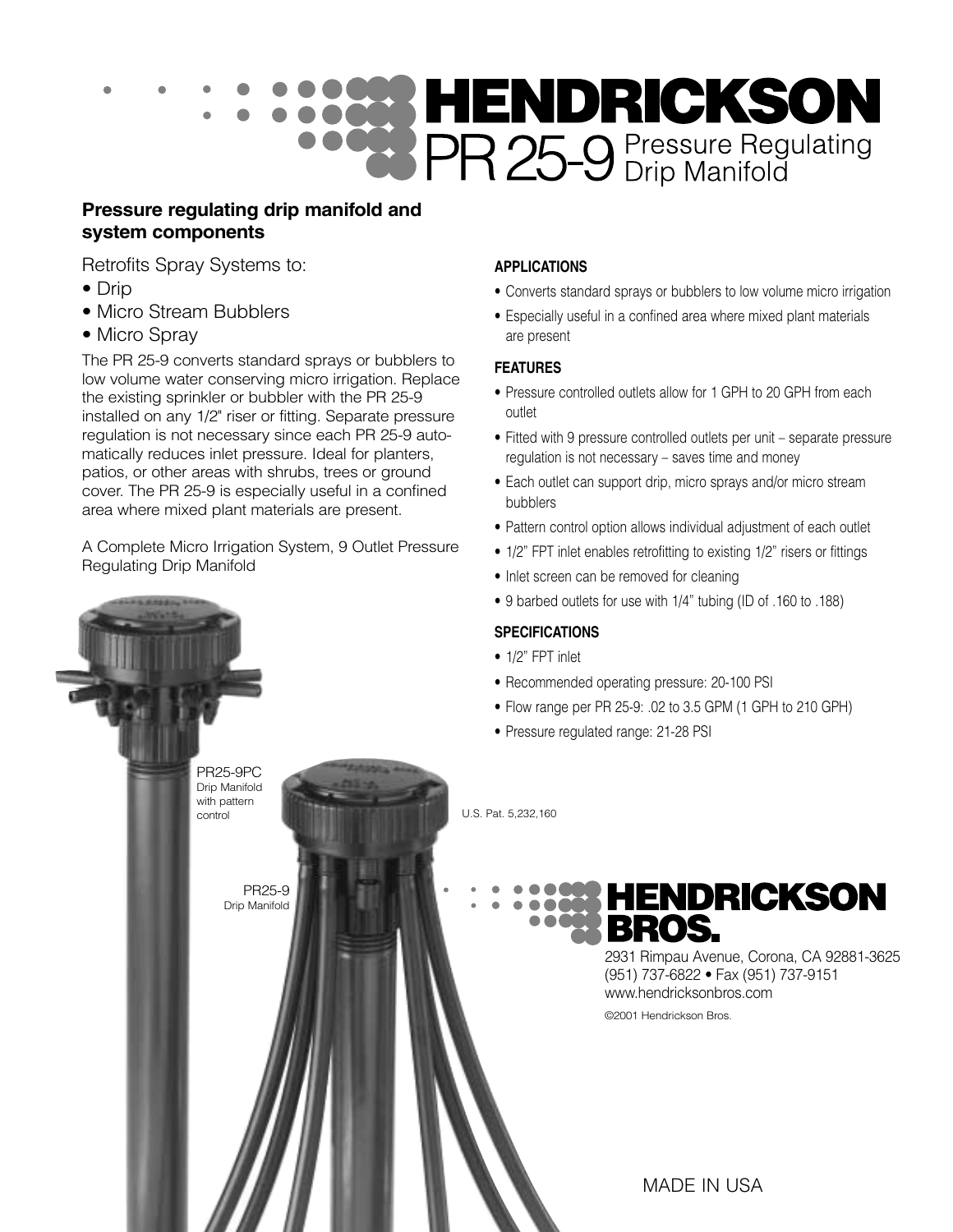# HENDRICKSON

## PR 25-9 Pressure Regulating Drip Manifold

**Pressure regulating drip manifold and system components**

Retrofits Spray Systems to:

- Drip
- Micro Stream Bubblers
- Micro Spray

The PR 25-9 converts standard sprays or bubblers to low volume water conserving micro irrigation. Replace the existing sprinkler or bubbler with the PR 25-9 installed on any 1/2" riser or fitting. Separate pressure regulation is not necessary since each PR 25-9 automatically reduces inlet pressure. Ideal for planters, patios, or other areas with shrubs, trees or ground cover. The PR 25-9 is especially useful in a confined area where mixed plant materials are present.

A Complete Micro Irrigation System, 9 Outlet Pressure Regulating Drip Manifold

### APPLICATIONS

- Converts standard sprays or bubblers to low volume micro irrigation
- Especially useful in a confined area where mixed plant materials are present

### FEATURES

- Pressure controlled outlets allow for 1 GPH to 20 GPH from each outlet
- Fitted with 9 pressure controlled outlets per unit – separate pressure regulation is not necessary – saves time and money
- Each outlet can support drip, micro sprays and/or micro stream bubblers
- Pattern control option allows individual adjustment of each outlet
- 1/2" FPT inlet enables retrofitting to existing 1/2" risers or fittings
- Inlet screen can be removed for cleaning
- 9 barbed outlets for use with 1/4" tubing (ID of .160 to .188)

### SPECIFICATIONS

- 1/2" FPT inlet
- Recommended operating pressure: 20-100 PSI
- Flow range per PR 25-9: .02 to 3.5 GPM (1 GPH to 210 GPH)
- Pressure regulated range: 21-28 PSI

PR25-9PC
Drip Manifold with pattern control

PR25-9
Drip Manifold

U.S. Pat. 5,232,160

**HENDRICKSON BROS.**

2931 Rimpau Avenue, Corona, CA 92881-3625
(951) 737-6822 • Fax (951) 737-9151
www.hendricksonbros.com

©2001 Hendrickson Bros.

MADE IN USA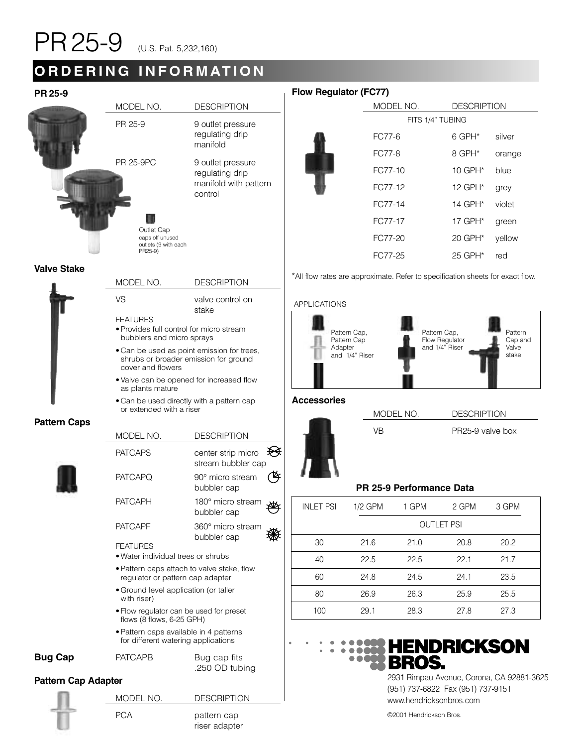# PR 25-9 (U.S. Pat. 5,232,160)

## ORDERING INFORMATION

### PR 25-9

| MODEL NO. | DESCRIPTION |
|---|---|
| PR 25-9 | 9 outlet pressure regulating drip manifold |
| PR 25-9PC | 9 outlet pressure regulating drip manifold with pattern control |

Outlet Cap
caps off unused outlets (9 with each PR25-9)

### Valve Stake

| MODEL NO. | DESCRIPTION |
|---|---|
| VS | valve control on stake |

FEATURES
- Provides full control for micro stream bubblers and micro sprays
- Can be used as point emission for trees, shrubs or broader emission for ground cover and flowers
- Valve can be opened for increased flow as plants mature
- Can be used directly with a pattern cap or extended with a riser

### Pattern Caps

| MODEL NO. | DESCRIPTION |
|---|---|
| PATCAPS | center strip micro stream bubbler cap |
| PATCAPQ | 90° micro stream bubbler cap |
| PATCAPH | 180° micro stream bubbler cap |
| PATCAPF | 360° micro stream bubbler cap |

FEATURES
- Water individual trees or shrubs
- Pattern caps attach to valve stake, flow regulator or pattern cap adapter
- Ground level application (or taller with riser)
- Flow regulator can be used for preset flows (8 flows, 6-25 GPH)
- Pattern caps available in 4 patterns for different watering applications

### Bug Cap

| MODEL NO. | DESCRIPTION |
|---|---|
| PATCAPB | Bug cap fits .250 OD tubing |

### Pattern Cap Adapter

| MODEL NO. | DESCRIPTION |
|---|---|
| PCA | pattern cap riser adapter |

### Flow Regulator (FC77)

| MODEL NO. | DESCRIPTION | |
|---|---|---|
| FITS 1/4" TUBING | | |
| FC77-6 | 6 GPH* | silver |
| FC77-8 | 8 GPH* | orange |
| FC77-10 | 10 GPH* | blue |
| FC77-12 | 12 GPH* | grey |
| FC77-14 | 14 GPH* | violet |
| FC77-17 | 17 GPH* | green |
| FC77-20 | 20 GPH* | yellow |
| FC77-25 | 25 GPH* | red |

*All flow rates are approximate. Refer to specification sheets for exact flow.

APPLICATIONS

Pattern Cap, Pattern Cap Adapter and 1/4" Riser

Pattern Cap, Flow Regulator and 1/4" Riser

Pattern Cap and Valve stake

### Accessories

| MODEL NO. | DESCRIPTION |
|---|---|
| VB | PR25-9 valve box |

### PR 25-9 Performance Data

| INLET PSI | 1/2 GPM | 1 GPM | 2 GPM | 3 GPM |
|---|---|---|---|---|
| | OUTLET PSI | | | |
| 30 | 21.6 | 21.0 | 20.8 | 20.2 |
| 40 | 22.5 | 22.5 | 22.1 | 21.7 |
| 60 | 24.8 | 24.5 | 24.1 | 23.5 |
| 80 | 26.9 | 26.3 | 25.9 | 25.5 |
| 100 | 29.1 | 28.3 | 27.8 | 27.3 |

**HENDRICKSON BROS.**

2931 Rimpau Avenue, Corona, CA 92881-3625
(951) 737-6822 Fax (951) 737-9151
www.hendricksonbros.com

©2001 Hendrickson Bros.